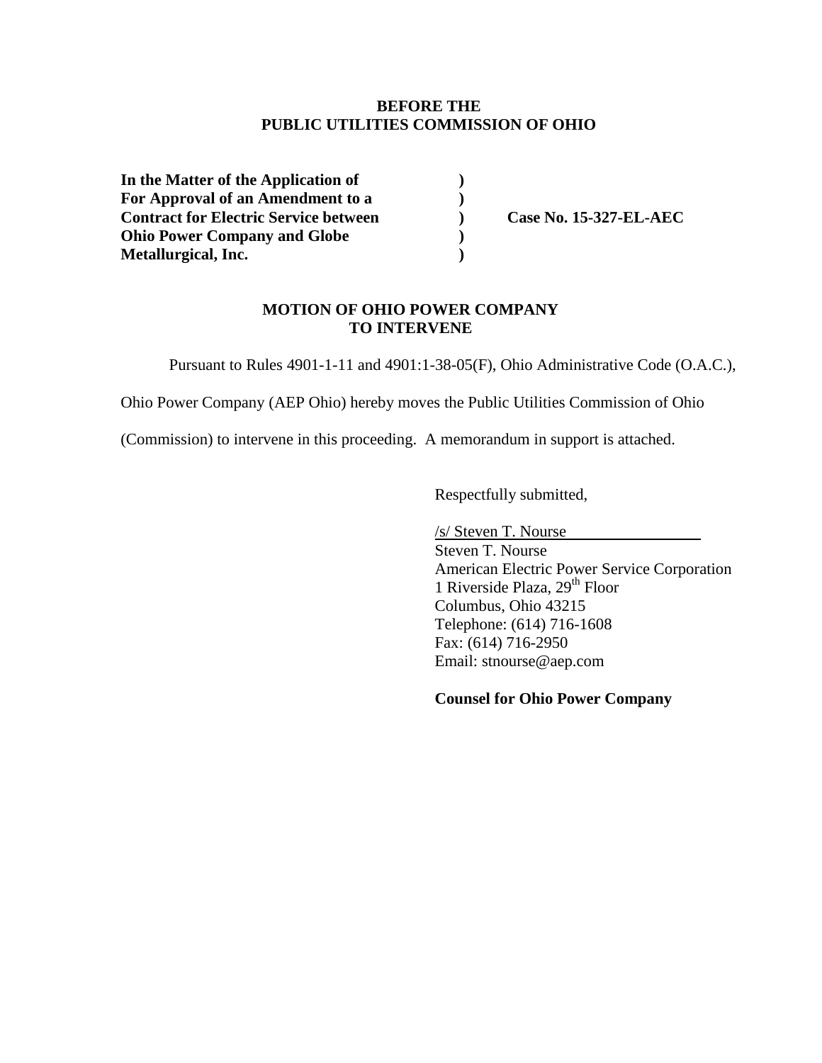**BEFORE THE**
**PUBLIC UTILITIES COMMISSION OF OHIO**

| | | |
|---|---|---|
| **In the Matter of the Application of** | **)** | |
| **For Approval of an Amendment to a** | **)** | |
| **Contract for Electric Service between** | **)** | **Case No. 15-327-EL-AEC** |
| **Ohio Power Company and Globe** | **)** | |
| **Metallurgical, Inc.** | **)** | |

**MOTION OF OHIO POWER COMPANY**
**TO INTERVENE**

Pursuant to Rules 4901-1-11 and 4901:1-38-05(F), Ohio Administrative Code (O.A.C.), Ohio Power Company (AEP Ohio) hereby moves the Public Utilities Commission of Ohio (Commission) to intervene in this proceeding. A memorandum in support is attached.

Respectfully submitted,

/s/ Steven T. Nourse
Steven T. Nourse
American Electric Power Service Corporation
1 Riverside Plaza, 29th Floor
Columbus, Ohio 43215
Telephone: (614) 716-1608
Fax: (614) 716-2950
Email: stnourse@aep.com

**Counsel for Ohio Power Company**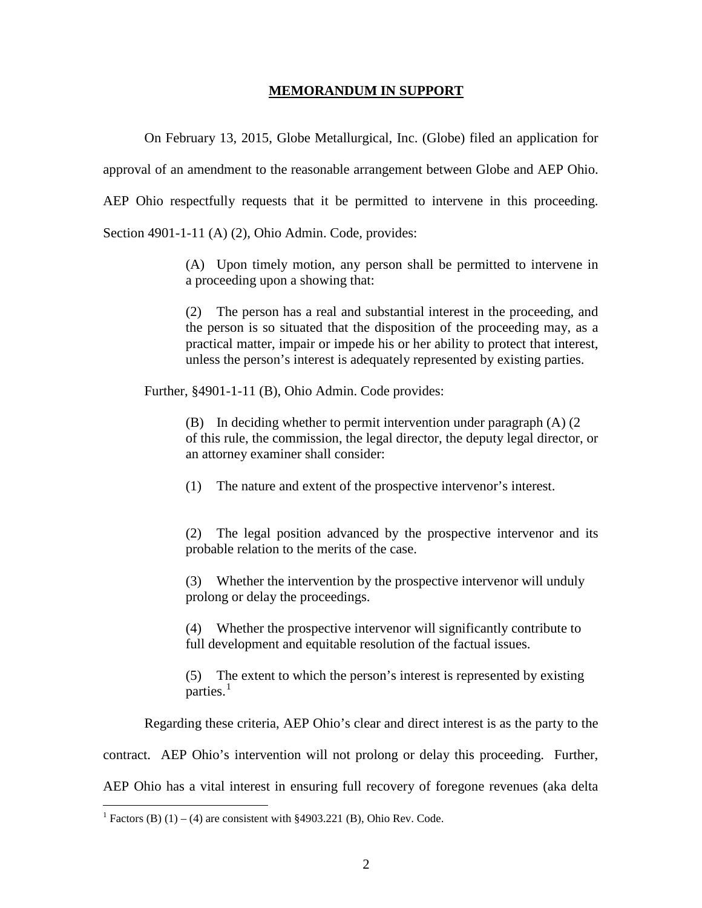## MEMORANDUM IN SUPPORT

On February 13, 2015, Globe Metallurgical, Inc. (Globe) filed an application for approval of an amendment to the reasonable arrangement between Globe and AEP Ohio. AEP Ohio respectfully requests that it be permitted to intervene in this proceeding. Section 4901-1-11 (A) (2), Ohio Admin. Code, provides:

> (A) Upon timely motion, any person shall be permitted to intervene in a proceeding upon a showing that:
>
> (2) The person has a real and substantial interest in the proceeding, and the person is so situated that the disposition of the proceeding may, as a practical matter, impair or impede his or her ability to protect that interest, unless the person's interest is adequately represented by existing parties.

Further, §4901-1-11 (B), Ohio Admin. Code provides:

> (B) In deciding whether to permit intervention under paragraph (A) (2 of this rule, the commission, the legal director, the deputy legal director, or an attorney examiner shall consider:
>
> (1) The nature and extent of the prospective intervenor's interest.
>
> (2) The legal position advanced by the prospective intervenor and its probable relation to the merits of the case.
>
> (3) Whether the intervention by the prospective intervenor will unduly prolong or delay the proceedings.
>
> (4) Whether the prospective intervenor will significantly contribute to full development and equitable resolution of the factual issues.
>
> (5) The extent to which the person's interest is represented by existing parties.[1]

Regarding these criteria, AEP Ohio's clear and direct interest is as the party to the contract. AEP Ohio's intervention will not prolong or delay this proceeding. Further, AEP Ohio has a vital interest in ensuring full recovery of foregone revenues (aka delta

---

[1] Factors (B) (1) – (4) are consistent with §4903.221 (B), Ohio Rev. Code.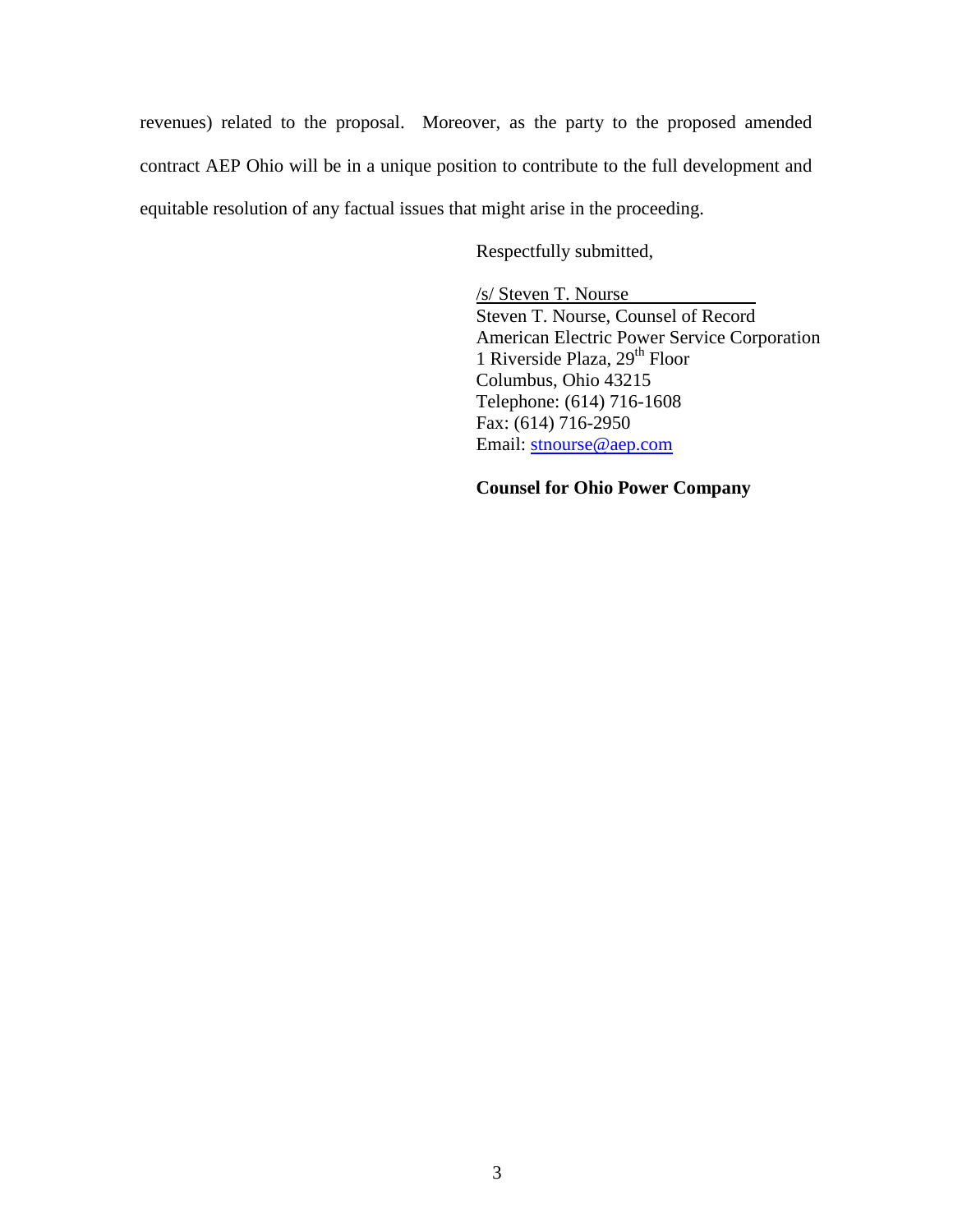revenues) related to the proposal. Moreover, as the party to the proposed amended contract AEP Ohio will be in a unique position to contribute to the full development and equitable resolution of any factual issues that might arise in the proceeding.

Respectfully submitted,

/s/ Steven T. Nourse
Steven T. Nourse, Counsel of Record
American Electric Power Service Corporation
1 Riverside Plaza, 29th Floor
Columbus, Ohio 43215
Telephone: (614) 716-1608
Fax: (614) 716-2950
Email: stnourse@aep.com

**Counsel for Ohio Power Company**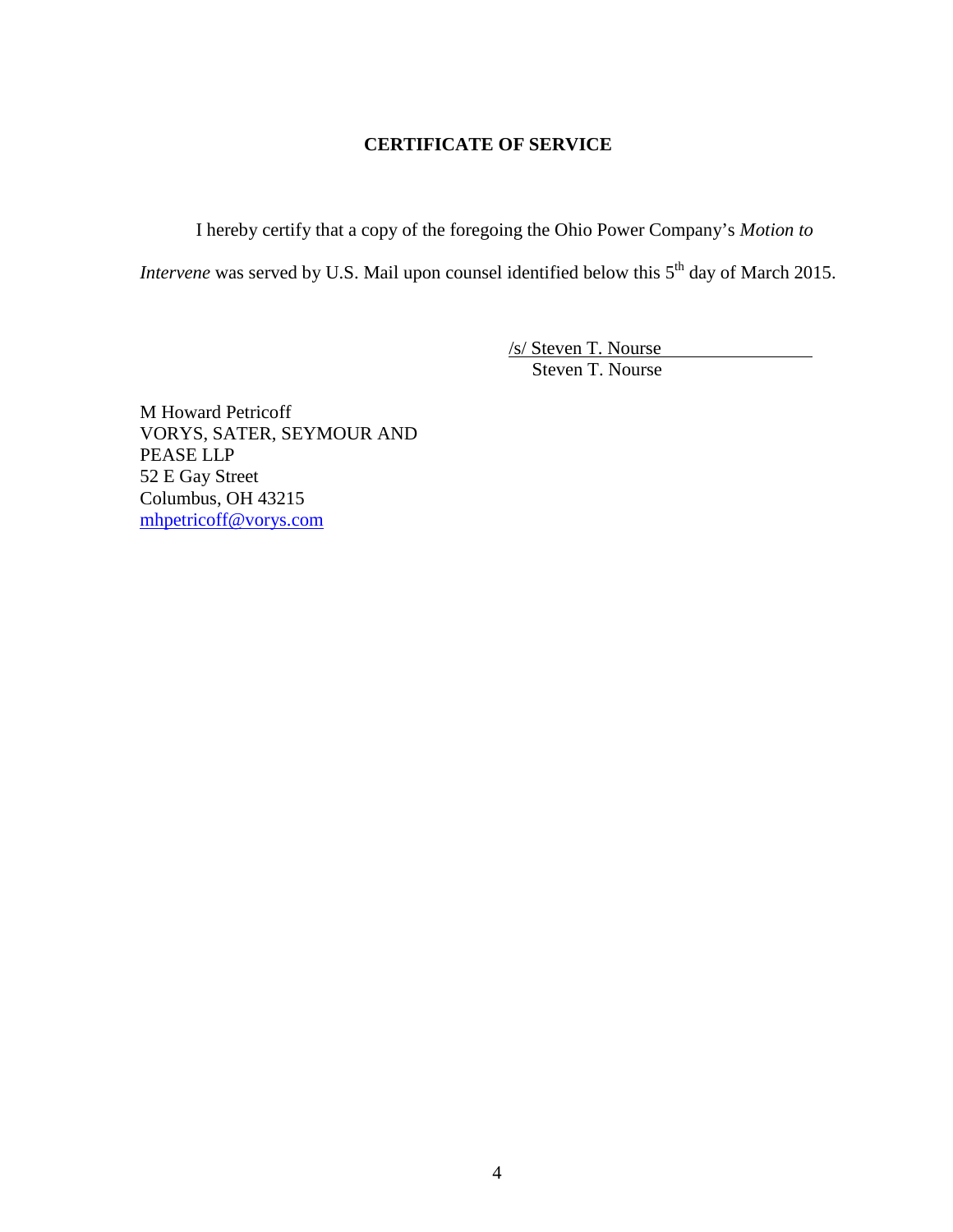**CERTIFICATE OF SERVICE**

I hereby certify that a copy of the foregoing the Ohio Power Company's *Motion to Intervene* was served by U.S. Mail upon counsel identified below this 5th day of March 2015.

/s/ Steven T. Nourse
Steven T. Nourse

M Howard Petricoff
VORYS, SATER, SEYMOUR AND PEASE LLP
52 E Gay Street
Columbus, OH 43215
mhpetricoff@vorys.com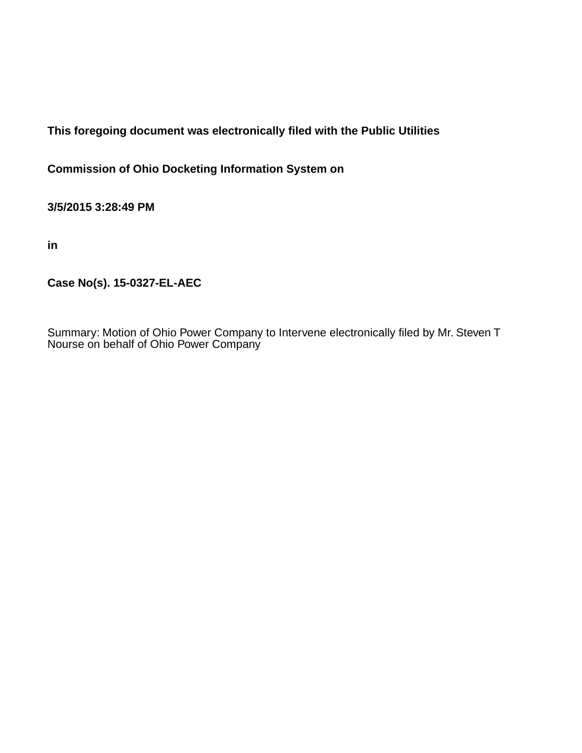**This foregoing document was electronically filed with the Public Utilities**

**Commission of Ohio Docketing Information System on**

**3/5/2015 3:28:49 PM**

**in**

**Case No(s). 15-0327-EL-AEC**

Summary: Motion of Ohio Power Company to Intervene electronically filed by Mr. Steven T Nourse on behalf of Ohio Power Company